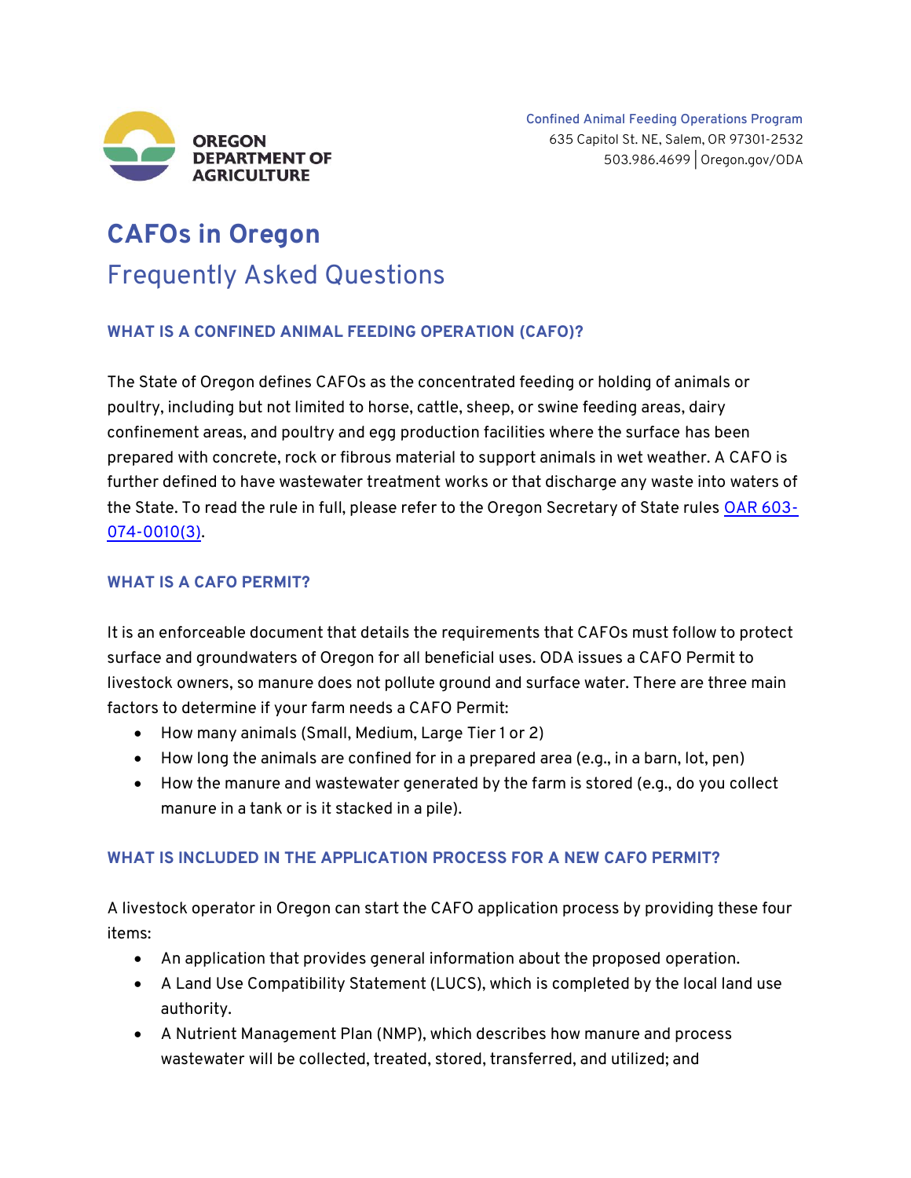Confined Animal Feeding Operations Program
635 Capitol St. NE, Salem, OR 97301-2532
503.986.4699 | Oregon.gov/ODA

OREGON DEPARTMENT OF AGRICULTURE

# CAFOs in Oregon

## Frequently Asked Questions

### WHAT IS A CONFINED ANIMAL FEEDING OPERATION (CAFO)?

The State of Oregon defines CAFOs as the concentrated feeding or holding of animals or poultry, including but not limited to horse, cattle, sheep, or swine feeding areas, dairy confinement areas, and poultry and egg production facilities where the surface has been prepared with concrete, rock or fibrous material to support animals in wet weather. A CAFO is further defined to have wastewater treatment works or that discharge any waste into waters of the State. To read the rule in full, please refer to the Oregon Secretary of State rules OAR 603-074-0010(3).

### WHAT IS A CAFO PERMIT?

It is an enforceable document that details the requirements that CAFOs must follow to protect surface and groundwaters of Oregon for all beneficial uses. ODA issues a CAFO Permit to livestock owners, so manure does not pollute ground and surface water. There are three main factors to determine if your farm needs a CAFO Permit:

- How many animals (Small, Medium, Large Tier 1 or 2)
- How long the animals are confined for in a prepared area (e.g., in a barn, lot, pen)
- How the manure and wastewater generated by the farm is stored (e.g., do you collect manure in a tank or is it stacked in a pile).

### WHAT IS INCLUDED IN THE APPLICATION PROCESS FOR A NEW CAFO PERMIT?

A livestock operator in Oregon can start the CAFO application process by providing these four items:

- An application that provides general information about the proposed operation.
- A Land Use Compatibility Statement (LUCS), which is completed by the local land use authority.
- A Nutrient Management Plan (NMP), which describes how manure and process wastewater will be collected, treated, stored, transferred, and utilized; and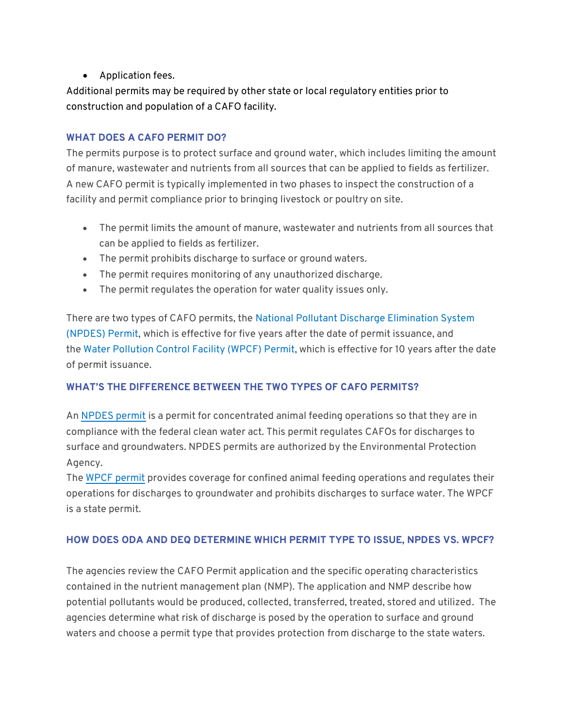- Application fees.

Additional permits may be required by other state or local regulatory entities prior to construction and population of a CAFO facility.

### WHAT DOES A CAFO PERMIT DO?

The permits purpose is to protect surface and ground water, which includes limiting the amount of manure, wastewater and nutrients from all sources that can be applied to fields as fertilizer. A new CAFO permit is typically implemented in two phases to inspect the construction of a facility and permit compliance prior to bringing livestock or poultry on site.

- The permit limits the amount of manure, wastewater and nutrients from all sources that can be applied to fields as fertilizer.
- The permit prohibits discharge to surface or ground waters.
- The permit requires monitoring of any unauthorized discharge.
- The permit regulates the operation for water quality issues only.

There are two types of CAFO permits, the National Pollutant Discharge Elimination System (NPDES) Permit, which is effective for five years after the date of permit issuance, and the Water Pollution Control Facility (WPCF) Permit, which is effective for 10 years after the date of permit issuance.

### WHAT'S THE DIFFERENCE BETWEEN THE TWO TYPES OF CAFO PERMITS?

An NPDES permit is a permit for concentrated animal feeding operations so that they are in compliance with the federal clean water act. This permit regulates CAFOs for discharges to surface and groundwaters. NPDES permits are authorized by the Environmental Protection Agency.

The WPCF permit provides coverage for confined animal feeding operations and regulates their operations for discharges to groundwater and prohibits discharges to surface water. The WPCF is a state permit.

### HOW DOES ODA AND DEQ DETERMINE WHICH PERMIT TYPE TO ISSUE, NPDES VS. WPCF?

The agencies review the CAFO Permit application and the specific operating characteristics contained in the nutrient management plan (NMP). The application and NMP describe how potential pollutants would be produced, collected, transferred, treated, stored and utilized. The agencies determine what risk of discharge is posed by the operation to surface and ground waters and choose a permit type that provides protection from discharge to the state waters.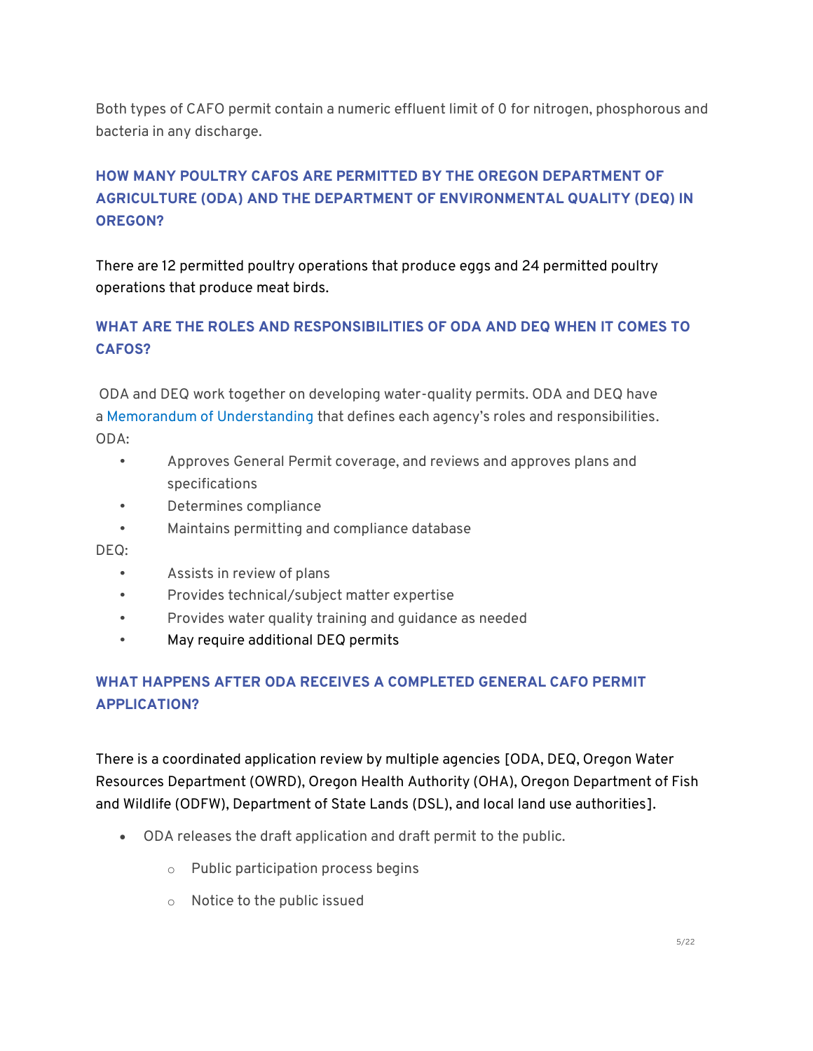Both types of CAFO permit contain a numeric effluent limit of 0 for nitrogen, phosphorous and bacteria in any discharge.

## HOW MANY POULTRY CAFOS ARE PERMITTED BY THE OREGON DEPARTMENT OF AGRICULTURE (ODA) AND THE DEPARTMENT OF ENVIRONMENTAL QUALITY (DEQ) IN OREGON?

There are 12 permitted poultry operations that produce eggs and 24 permitted poultry operations that produce meat birds.

## WHAT ARE THE ROLES AND RESPONSIBILITIES OF ODA AND DEQ WHEN IT COMES TO CAFOS?

ODA and DEQ work together on developing water-quality permits. ODA and DEQ have a Memorandum of Understanding that defines each agency's roles and responsibilities.

ODA:

- Approves General Permit coverage, and reviews and approves plans and specifications
- Determines compliance
- Maintains permitting and compliance database

DEQ:

- Assists in review of plans
- Provides technical/subject matter expertise
- Provides water quality training and guidance as needed
- May require additional DEQ permits

## WHAT HAPPENS AFTER ODA RECEIVES A COMPLETED GENERAL CAFO PERMIT APPLICATION?

There is a coordinated application review by multiple agencies [ODA, DEQ, Oregon Water Resources Department (OWRD), Oregon Health Authority (OHA), Oregon Department of Fish and Wildlife (ODFW), Department of State Lands (DSL), and local land use authorities].

- ODA releases the draft application and draft permit to the public.
  - Public participation process begins
  - Notice to the public issued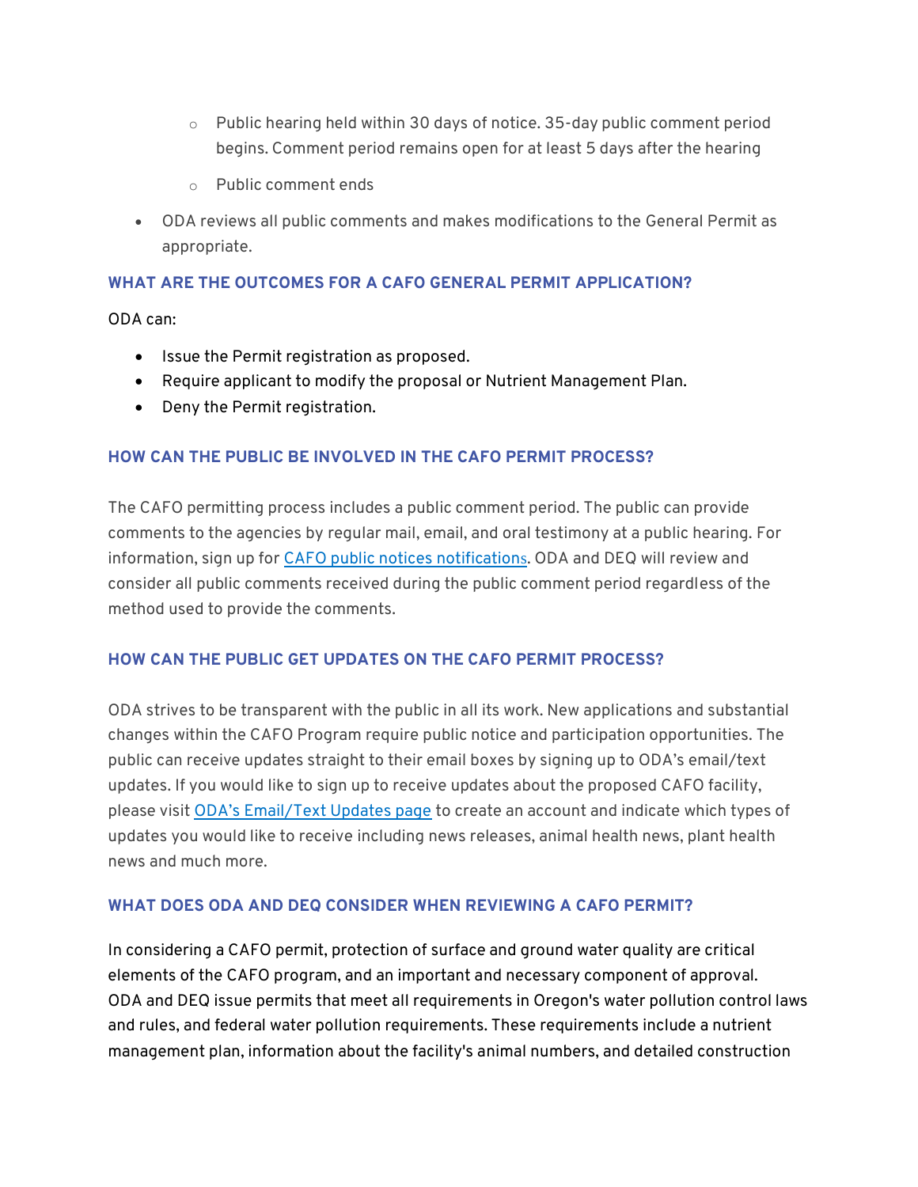- Public hearing held within 30 days of notice. 35-day public comment period begins. Comment period remains open for at least 5 days after the hearing
    - Public comment ends
- ODA reviews all public comments and makes modifications to the General Permit as appropriate.

### WHAT ARE THE OUTCOMES FOR A CAFO GENERAL PERMIT APPLICATION?

ODA can:

- Issue the Permit registration as proposed.
- Require applicant to modify the proposal or Nutrient Management Plan.
- Deny the Permit registration.

### HOW CAN THE PUBLIC BE INVOLVED IN THE CAFO PERMIT PROCESS?

The CAFO permitting process includes a public comment period. The public can provide comments to the agencies by regular mail, email, and oral testimony at a public hearing. For information, sign up for CAFO public notices notifications. ODA and DEQ will review and consider all public comments received during the public comment period regardless of the method used to provide the comments.

### HOW CAN THE PUBLIC GET UPDATES ON THE CAFO PERMIT PROCESS?

ODA strives to be transparent with the public in all its work. New applications and substantial changes within the CAFO Program require public notice and participation opportunities. The public can receive updates straight to their email boxes by signing up to ODA's email/text updates. If you would like to sign up to receive updates about the proposed CAFO facility, please visit ODA's Email/Text Updates page to create an account and indicate which types of updates you would like to receive including news releases, animal health news, plant health news and much more.

### WHAT DOES ODA AND DEQ CONSIDER WHEN REVIEWING A CAFO PERMIT?

In considering a CAFO permit, protection of surface and ground water quality are critical elements of the CAFO program, and an important and necessary component of approval. ODA and DEQ issue permits that meet all requirements in Oregon's water pollution control laws and rules, and federal water pollution requirements. These requirements include a nutrient management plan, information about the facility's animal numbers, and detailed construction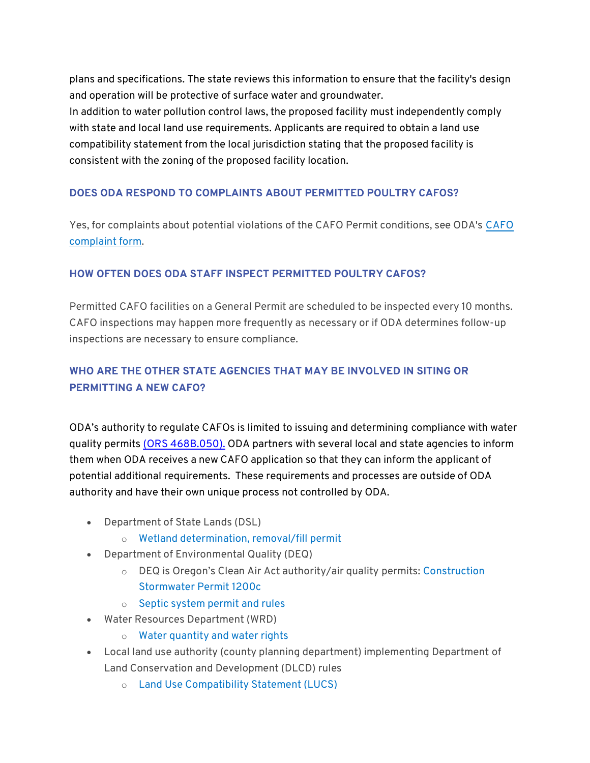plans and specifications. The state reviews this information to ensure that the facility's design and operation will be protective of surface water and groundwater.
In addition to water pollution control laws, the proposed facility must independently comply with state and local land use requirements. Applicants are required to obtain a land use compatibility statement from the local jurisdiction stating that the proposed facility is consistent with the zoning of the proposed facility location.

### DOES ODA RESPOND TO COMPLAINTS ABOUT PERMITTED POULTRY CAFOS?

Yes, for complaints about potential violations of the CAFO Permit conditions, see ODA's CAFO complaint form.

### HOW OFTEN DOES ODA STAFF INSPECT PERMITTED POULTRY CAFOS?

Permitted CAFO facilities on a General Permit are scheduled to be inspected every 10 months. CAFO inspections may happen more frequently as necessary or if ODA determines follow-up inspections are necessary to ensure compliance.

### WHO ARE THE OTHER STATE AGENCIES THAT MAY BE INVOLVED IN SITING OR PERMITTING A NEW CAFO?

ODA's authority to regulate CAFOs is limited to issuing and determining compliance with water quality permits (ORS 468B.050). ODA partners with several local and state agencies to inform them when ODA receives a new CAFO application so that they can inform the applicant of potential additional requirements. These requirements and processes are outside of ODA authority and have their own unique process not controlled by ODA.

- Department of State Lands (DSL)
  - Wetland determination, removal/fill permit
- Department of Environmental Quality (DEQ)
  - DEQ is Oregon's Clean Air Act authority/air quality permits: Construction Stormwater Permit 1200c
  - Septic system permit and rules
- Water Resources Department (WRD)
  - Water quantity and water rights
- Local land use authority (county planning department) implementing Department of Land Conservation and Development (DLCD) rules
  - Land Use Compatibility Statement (LUCS)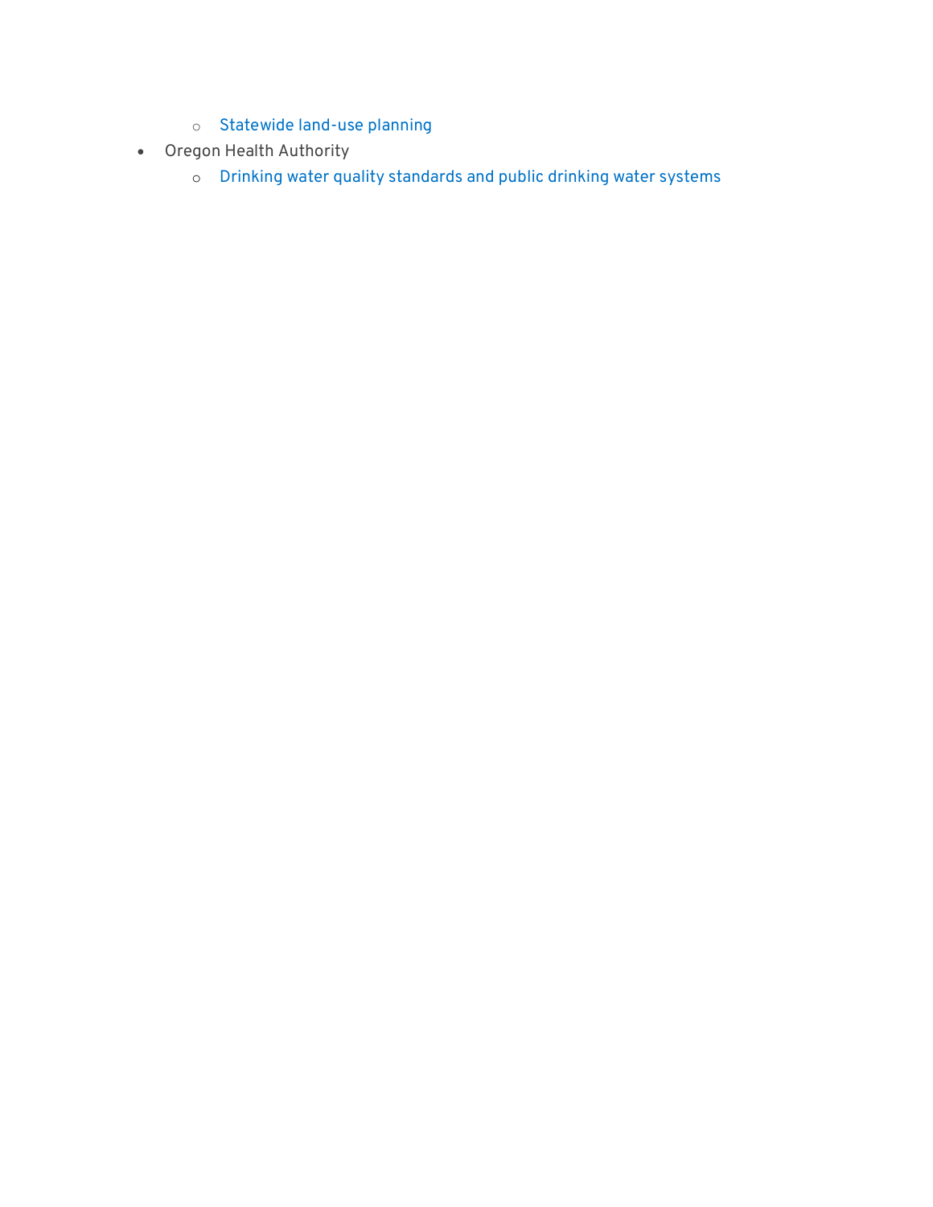- Statewide land-use planning
- Oregon Health Authority
  - Drinking water quality standards and public drinking water systems